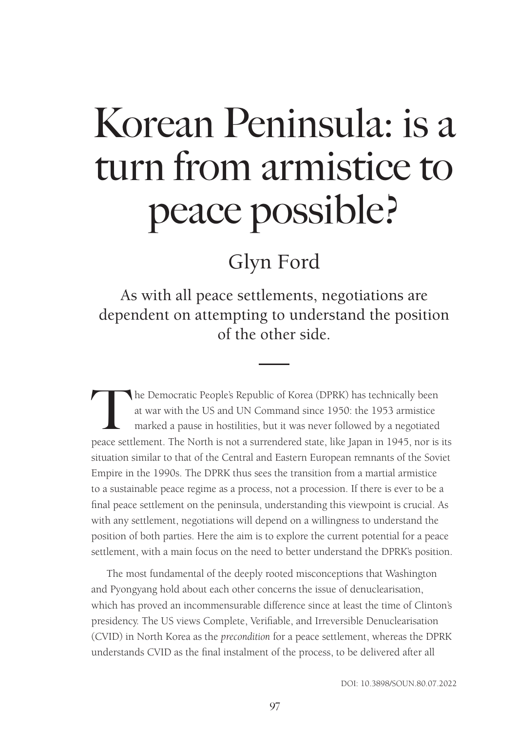# Korean Peninsula: is a turn from armistice to peace possible?

## Glyn Ford

### As with all peace settlements, negotiations are dependent on attempting to understand the position of the other side.

The Democratic People's Republic of Korea (DPRK) has technically been at war with the US and UN Command since 1950: the 1953 armistice marked a pause in hostilities, but it was never followed by a negotiated peace settlement. The North is not a surrendered state, like Japan in 1945, nor is its situation similar to that of the Central and Eastern European remnants of the Soviet Empire in the 1990s. The DPRK thus sees the transition from a martial armistice to a sustainable peace regime as a process, not a procession. If there is ever to be a final peace settlement on the peninsula, understanding this viewpoint is crucial. As with any settlement, negotiations will depend on a willingness to understand the position of both parties. Here the aim is to explore the current potential for a peace settlement, with a main focus on the need to better understand the DPRK's position.

The most fundamental of the deeply rooted misconceptions that Washington and Pyongyang hold about each other concerns the issue of denuclearisation, which has proved an incommensurable difference since at least the time of Clinton's presidency. The US views Complete, Verifiable, and Irreversible Denuclearisation (CVID) in North Korea as the *precondition* for a peace settlement, whereas the DPRK understands CVID as the final instalment of the process, to be delivered after all

DOI: 10.3898/SOUN.80.07.2022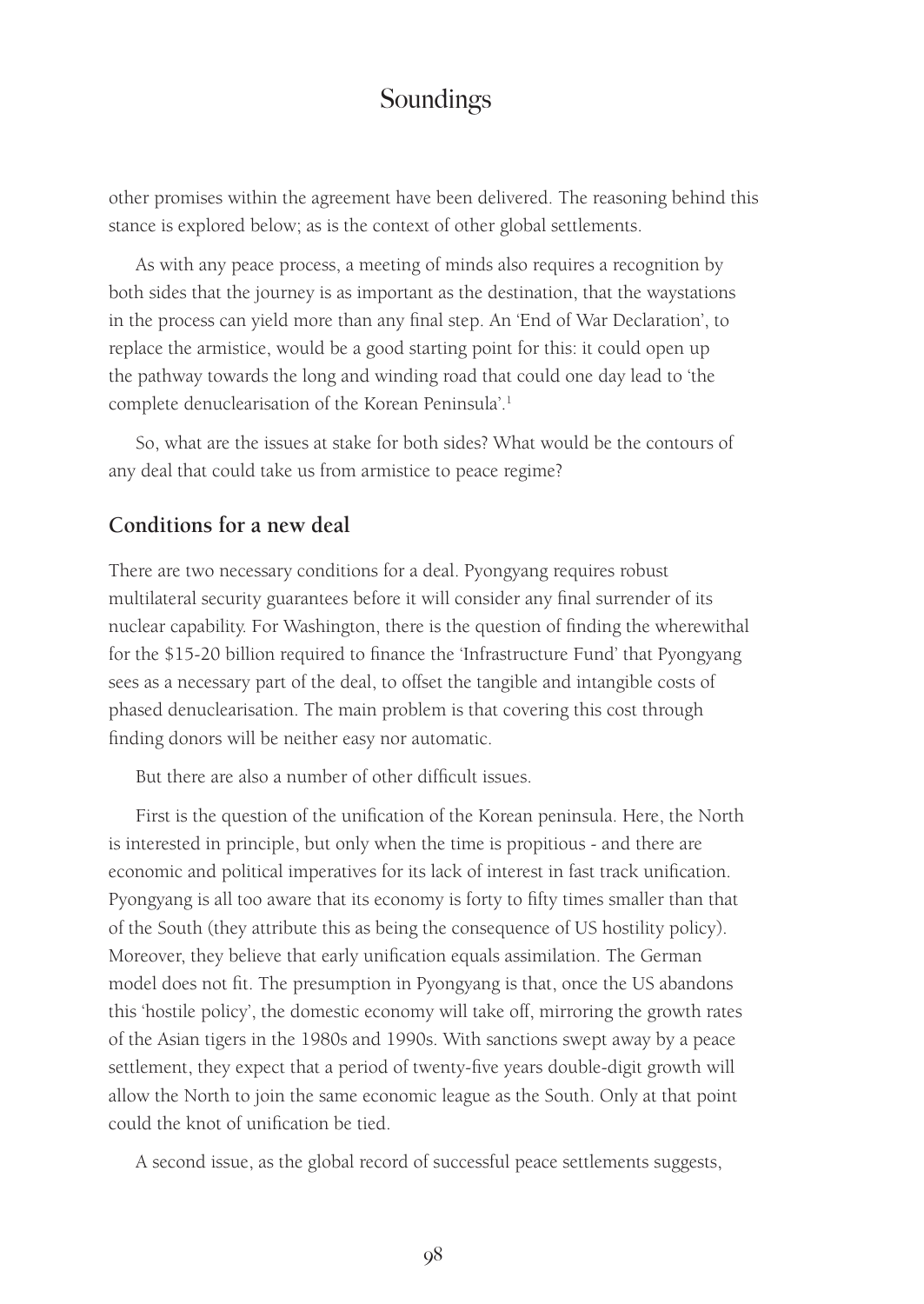other promises within the agreement have been delivered. The reasoning behind this stance is explored below; as is the context of other global settlements.

As with any peace process, a meeting of minds also requires a recognition by both sides that the journey is as important as the destination, that the waystations in the process can yield more than any final step. An 'End of War Declaration', to replace the armistice, would be a good starting point for this: it could open up the pathway towards the long and winding road that could one day lead to 'the complete denuclearisation of the Korean Peninsula'.[1]

So, what are the issues at stake for both sides? What would be the contours of any deal that could take us from armistice to peace regime?

## Conditions for a new deal

There are two necessary conditions for a deal. Pyongyang requires robust multilateral security guarantees before it will consider any final surrender of its nuclear capability. For Washington, there is the question of finding the wherewithal for the $15-20 billion required to finance the 'Infrastructure Fund' that Pyongyang sees as a necessary part of the deal, to offset the tangible and intangible costs of phased denuclearisation. The main problem is that covering this cost through finding donors will be neither easy nor automatic.

But there are also a number of other difficult issues.

First is the question of the unification of the Korean peninsula. Here, the North is interested in principle, but only when the time is propitious - and there are economic and political imperatives for its lack of interest in fast track unification. Pyongyang is all too aware that its economy is forty to fifty times smaller than that of the South (they attribute this as being the consequence of US hostility policy). Moreover, they believe that early unification equals assimilation. The German model does not fit. The presumption in Pyongyang is that, once the US abandons this 'hostile policy', the domestic economy will take off, mirroring the growth rates of the Asian tigers in the 1980s and 1990s. With sanctions swept away by a peace settlement, they expect that a period of twenty-five years double-digit growth will allow the North to join the same economic league as the South. Only at that point could the knot of unification be tied.

A second issue, as the global record of successful peace settlements suggests,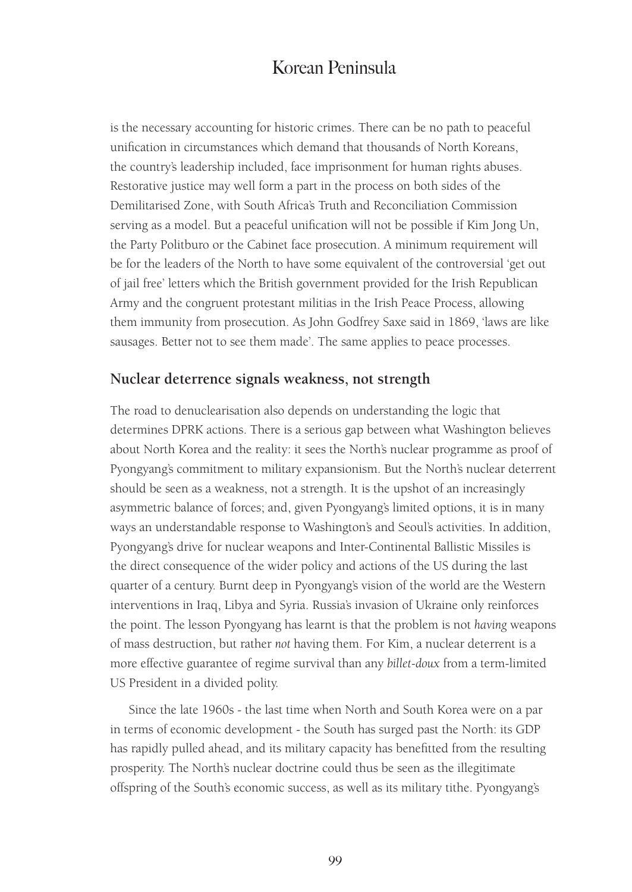is the necessary accounting for historic crimes. There can be no path to peaceful unification in circumstances which demand that thousands of North Koreans, the country's leadership included, face imprisonment for human rights abuses. Restorative justice may well form a part in the process on both sides of the Demilitarised Zone, with South Africa's Truth and Reconciliation Commission serving as a model. But a peaceful unification will not be possible if Kim Jong Un, the Party Politburo or the Cabinet face prosecution. A minimum requirement will be for the leaders of the North to have some equivalent of the controversial 'get out of jail free' letters which the British government provided for the Irish Republican Army and the congruent protestant militias in the Irish Peace Process, allowing them immunity from prosecution. As John Godfrey Saxe said in 1869, 'laws are like sausages. Better not to see them made'. The same applies to peace processes.

## Nuclear deterrence signals weakness, not strength

The road to denuclearisation also depends on understanding the logic that determines DPRK actions. There is a serious gap between what Washington believes about North Korea and the reality: it sees the North's nuclear programme as proof of Pyongyang's commitment to military expansionism. But the North's nuclear deterrent should be seen as a weakness, not a strength. It is the upshot of an increasingly asymmetric balance of forces; and, given Pyongyang's limited options, it is in many ways an understandable response to Washington's and Seoul's activities. In addition, Pyongyang's drive for nuclear weapons and Inter-Continental Ballistic Missiles is the direct consequence of the wider policy and actions of the US during the last quarter of a century. Burnt deep in Pyongyang's vision of the world are the Western interventions in Iraq, Libya and Syria. Russia's invasion of Ukraine only reinforces the point. The lesson Pyongyang has learnt is that the problem is not *having* weapons of mass destruction, but rather *not* having them. For Kim, a nuclear deterrent is a more effective guarantee of regime survival than any *billet-doux* from a term-limited US President in a divided polity.

Since the late 1960s - the last time when North and South Korea were on a par in terms of economic development - the South has surged past the North: its GDP has rapidly pulled ahead, and its military capacity has benefitted from the resulting prosperity. The North's nuclear doctrine could thus be seen as the illegitimate offspring of the South's economic success, as well as its military tithe. Pyongyang's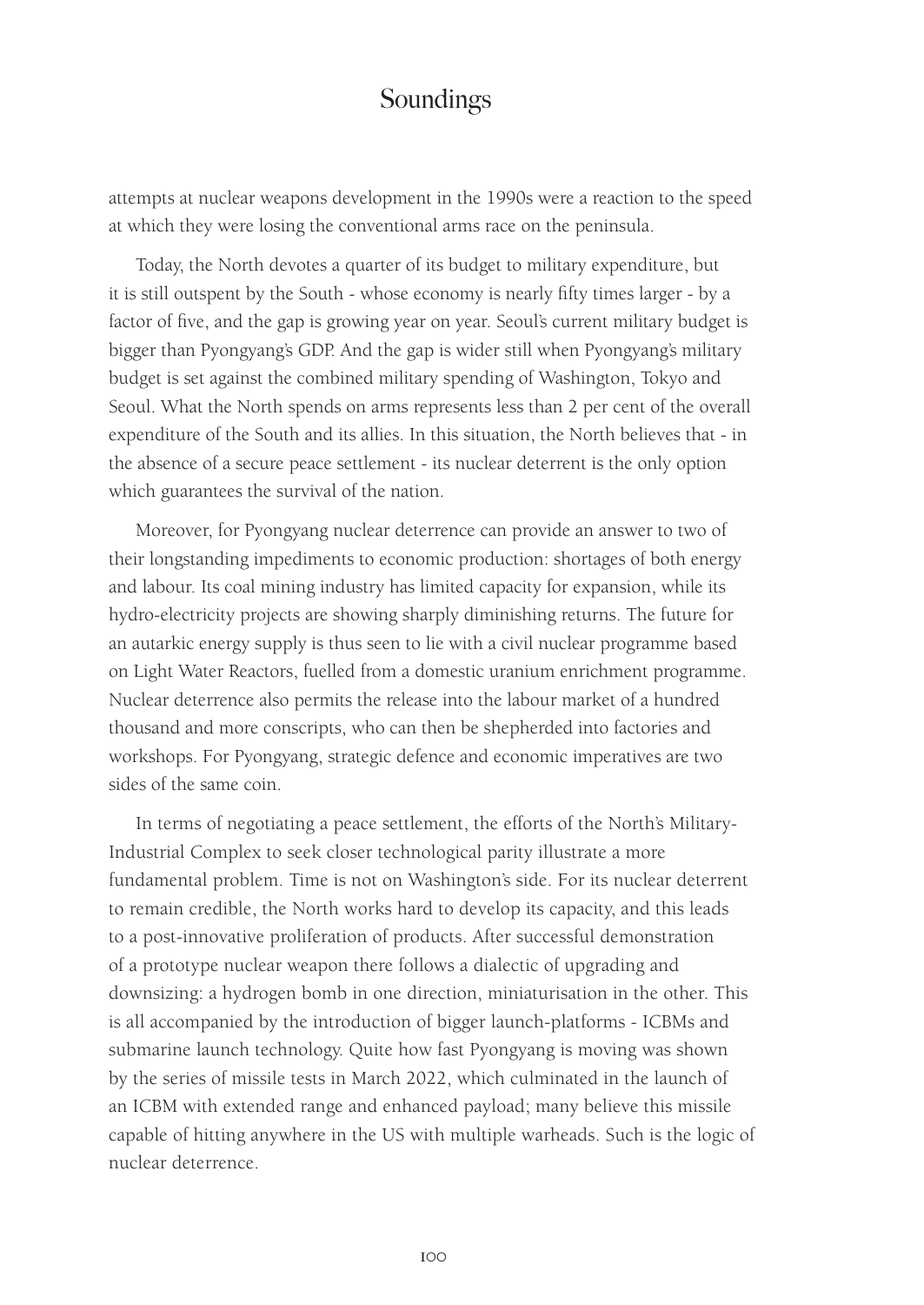attempts at nuclear weapons development in the 1990s were a reaction to the speed at which they were losing the conventional arms race on the peninsula.

Today, the North devotes a quarter of its budget to military expenditure, but it is still outspent by the South - whose economy is nearly fifty times larger - by a factor of five, and the gap is growing year on year. Seoul's current military budget is bigger than Pyongyang's GDP. And the gap is wider still when Pyongyang's military budget is set against the combined military spending of Washington, Tokyo and Seoul. What the North spends on arms represents less than 2 per cent of the overall expenditure of the South and its allies. In this situation, the North believes that - in the absence of a secure peace settlement - its nuclear deterrent is the only option which guarantees the survival of the nation.

Moreover, for Pyongyang nuclear deterrence can provide an answer to two of their longstanding impediments to economic production: shortages of both energy and labour. Its coal mining industry has limited capacity for expansion, while its hydro-electricity projects are showing sharply diminishing returns. The future for an autarkic energy supply is thus seen to lie with a civil nuclear programme based on Light Water Reactors, fuelled from a domestic uranium enrichment programme. Nuclear deterrence also permits the release into the labour market of a hundred thousand and more conscripts, who can then be shepherded into factories and workshops. For Pyongyang, strategic defence and economic imperatives are two sides of the same coin.

In terms of negotiating a peace settlement, the efforts of the North's Military-Industrial Complex to seek closer technological parity illustrate a more fundamental problem. Time is not on Washington's side. For its nuclear deterrent to remain credible, the North works hard to develop its capacity, and this leads to a post-innovative proliferation of products. After successful demonstration of a prototype nuclear weapon there follows a dialectic of upgrading and downsizing: a hydrogen bomb in one direction, miniaturisation in the other. This is all accompanied by the introduction of bigger launch-platforms - ICBMs and submarine launch technology. Quite how fast Pyongyang is moving was shown by the series of missile tests in March 2022, which culminated in the launch of an ICBM with extended range and enhanced payload; many believe this missile capable of hitting anywhere in the US with multiple warheads. Such is the logic of nuclear deterrence.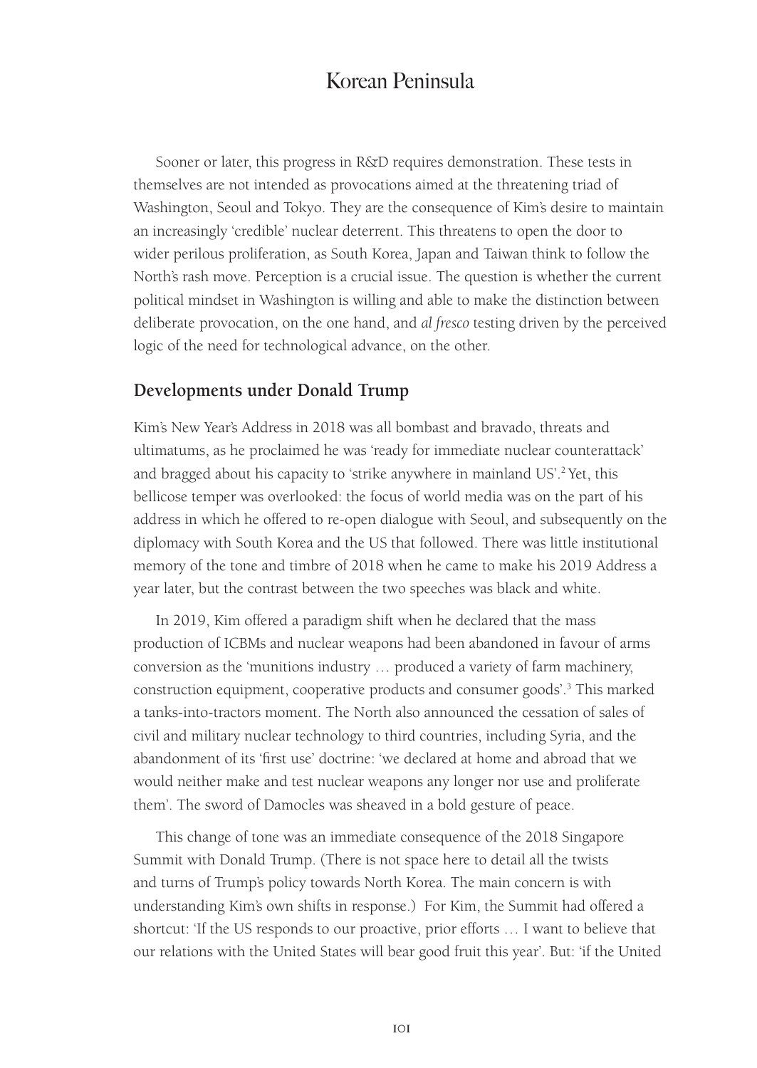Sooner or later, this progress in R&D requires demonstration. These tests in themselves are not intended as provocations aimed at the threatening triad of Washington, Seoul and Tokyo. They are the consequence of Kim's desire to maintain an increasingly 'credible' nuclear deterrent. This threatens to open the door to wider perilous proliferation, as South Korea, Japan and Taiwan think to follow the North's rash move. Perception is a crucial issue. The question is whether the current political mindset in Washington is willing and able to make the distinction between deliberate provocation, on the one hand, and *al fresco* testing driven by the perceived logic of the need for technological advance, on the other.

## Developments under Donald Trump

Kim's New Year's Address in 2018 was all bombast and bravado, threats and ultimatums, as he proclaimed he was 'ready for immediate nuclear counterattack' and bragged about his capacity to 'strike anywhere in mainland US'.[2] Yet, this bellicose temper was overlooked: the focus of world media was on the part of his address in which he offered to re-open dialogue with Seoul, and subsequently on the diplomacy with South Korea and the US that followed. There was little institutional memory of the tone and timbre of 2018 when he came to make his 2019 Address a year later, but the contrast between the two speeches was black and white.

In 2019, Kim offered a paradigm shift when he declared that the mass production of ICBMs and nuclear weapons had been abandoned in favour of arms conversion as the 'munitions industry … produced a variety of farm machinery, construction equipment, cooperative products and consumer goods'.[3] This marked a tanks-into-tractors moment. The North also announced the cessation of sales of civil and military nuclear technology to third countries, including Syria, and the abandonment of its 'first use' doctrine: 'we declared at home and abroad that we would neither make and test nuclear weapons any longer nor use and proliferate them'. The sword of Damocles was sheaved in a bold gesture of peace.

This change of tone was an immediate consequence of the 2018 Singapore Summit with Donald Trump. (There is not space here to detail all the twists and turns of Trump's policy towards North Korea. The main concern is with understanding Kim's own shifts in response.) For Kim, the Summit had offered a shortcut: 'If the US responds to our proactive, prior efforts … I want to believe that our relations with the United States will bear good fruit this year'. But: 'if the United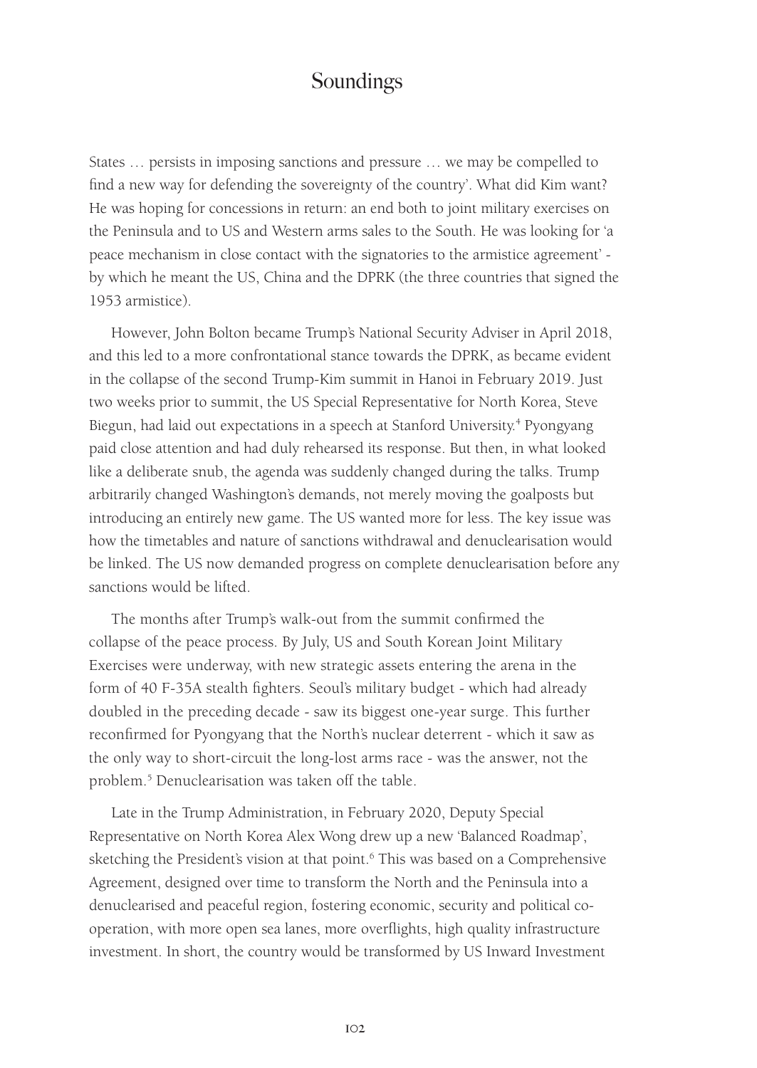States … persists in imposing sanctions and pressure … we may be compelled to find a new way for defending the sovereignty of the country'. What did Kim want? He was hoping for concessions in return: an end both to joint military exercises on the Peninsula and to US and Western arms sales to the South. He was looking for 'a peace mechanism in close contact with the signatories to the armistice agreement' - by which he meant the US, China and the DPRK (the three countries that signed the 1953 armistice).

However, John Bolton became Trump's National Security Adviser in April 2018, and this led to a more confrontational stance towards the DPRK, as became evident in the collapse of the second Trump-Kim summit in Hanoi in February 2019. Just two weeks prior to summit, the US Special Representative for North Korea, Steve Biegun, had laid out expectations in a speech at Stanford University.[4] Pyongyang paid close attention and had duly rehearsed its response. But then, in what looked like a deliberate snub, the agenda was suddenly changed during the talks. Trump arbitrarily changed Washington's demands, not merely moving the goalposts but introducing an entirely new game. The US wanted more for less. The key issue was how the timetables and nature of sanctions withdrawal and denuclearisation would be linked. The US now demanded progress on complete denuclearisation before any sanctions would be lifted.

The months after Trump's walk-out from the summit confirmed the collapse of the peace process. By July, US and South Korean Joint Military Exercises were underway, with new strategic assets entering the arena in the form of 40 F-35A stealth fighters. Seoul's military budget - which had already doubled in the preceding decade - saw its biggest one-year surge. This further reconfirmed for Pyongyang that the North's nuclear deterrent - which it saw as the only way to short-circuit the long-lost arms race - was the answer, not the problem.[5] Denuclearisation was taken off the table.

Late in the Trump Administration, in February 2020, Deputy Special Representative on North Korea Alex Wong drew up a new 'Balanced Roadmap', sketching the President's vision at that point.[6] This was based on a Comprehensive Agreement, designed over time to transform the North and the Peninsula into a denuclearised and peaceful region, fostering economic, security and political co-operation, with more open sea lanes, more overflights, high quality infrastructure investment. In short, the country would be transformed by US Inward Investment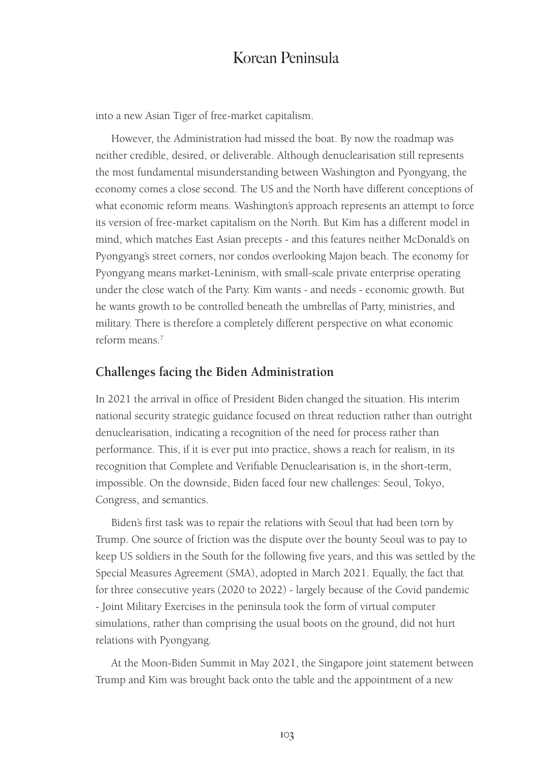into a new Asian Tiger of free-market capitalism.

However, the Administration had missed the boat. By now the roadmap was neither credible, desired, or deliverable. Although denuclearisation still represents the most fundamental misunderstanding between Washington and Pyongyang, the economy comes a close second. The US and the North have different conceptions of what economic reform means. Washington's approach represents an attempt to force its version of free-market capitalism on the North. But Kim has a different model in mind, which matches East Asian precepts - and this features neither McDonald's on Pyongyang's street corners, nor condos overlooking Majon beach. The economy for Pyongyang means market-Leninism, with small-scale private enterprise operating under the close watch of the Party. Kim wants - and needs - economic growth. But he wants growth to be controlled beneath the umbrellas of Party, ministries, and military. There is therefore a completely different perspective on what economic reform means.[7]

## Challenges facing the Biden Administration

In 2021 the arrival in office of President Biden changed the situation. His interim national security strategic guidance focused on threat reduction rather than outright denuclearisation, indicating a recognition of the need for process rather than performance. This, if it is ever put into practice, shows a reach for realism, in its recognition that Complete and Verifiable Denuclearisation is, in the short-term, impossible. On the downside, Biden faced four new challenges: Seoul, Tokyo, Congress, and semantics.

Biden's first task was to repair the relations with Seoul that had been torn by Trump. One source of friction was the dispute over the bounty Seoul was to pay to keep US soldiers in the South for the following five years, and this was settled by the Special Measures Agreement (SMA), adopted in March 2021. Equally, the fact that for three consecutive years (2020 to 2022) - largely because of the Covid pandemic - Joint Military Exercises in the peninsula took the form of virtual computer simulations, rather than comprising the usual boots on the ground, did not hurt relations with Pyongyang.

At the Moon-Biden Summit in May 2021, the Singapore joint statement between Trump and Kim was brought back onto the table and the appointment of a new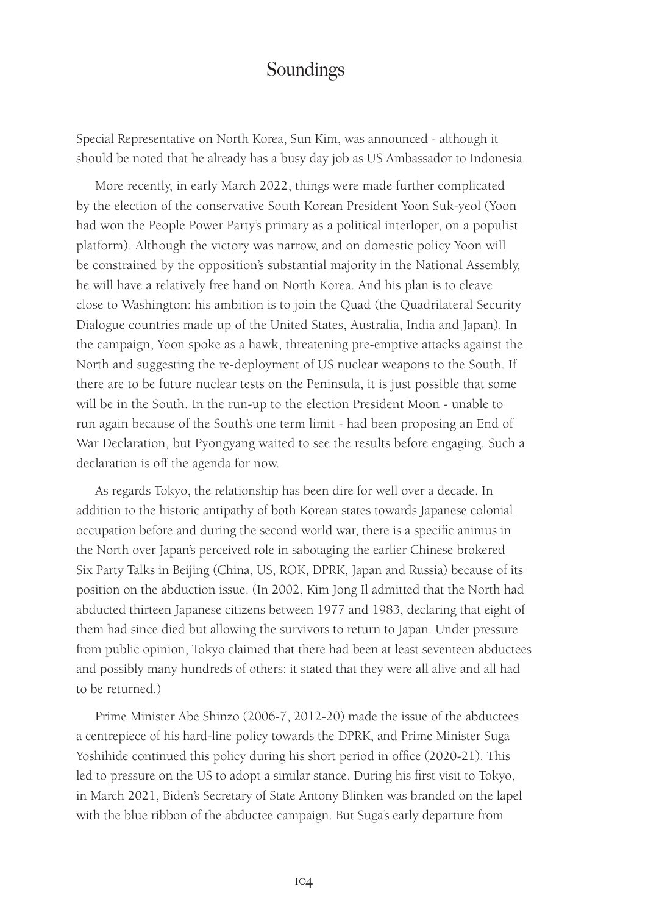Special Representative on North Korea, Sun Kim, was announced - although it should be noted that he already has a busy day job as US Ambassador to Indonesia.

More recently, in early March 2022, things were made further complicated by the election of the conservative South Korean President Yoon Suk-yeol (Yoon had won the People Power Party's primary as a political interloper, on a populist platform). Although the victory was narrow, and on domestic policy Yoon will be constrained by the opposition's substantial majority in the National Assembly, he will have a relatively free hand on North Korea. And his plan is to cleave close to Washington: his ambition is to join the Quad (the Quadrilateral Security Dialogue countries made up of the United States, Australia, India and Japan). In the campaign, Yoon spoke as a hawk, threatening pre-emptive attacks against the North and suggesting the re-deployment of US nuclear weapons to the South. If there are to be future nuclear tests on the Peninsula, it is just possible that some will be in the South. In the run-up to the election President Moon - unable to run again because of the South's one term limit - had been proposing an End of War Declaration, but Pyongyang waited to see the results before engaging. Such a declaration is off the agenda for now.

As regards Tokyo, the relationship has been dire for well over a decade. In addition to the historic antipathy of both Korean states towards Japanese colonial occupation before and during the second world war, there is a specific animus in the North over Japan's perceived role in sabotaging the earlier Chinese brokered Six Party Talks in Beijing (China, US, ROK, DPRK, Japan and Russia) because of its position on the abduction issue. (In 2002, Kim Jong Il admitted that the North had abducted thirteen Japanese citizens between 1977 and 1983, declaring that eight of them had since died but allowing the survivors to return to Japan. Under pressure from public opinion, Tokyo claimed that there had been at least seventeen abductees and possibly many hundreds of others: it stated that they were all alive and all had to be returned.)

Prime Minister Abe Shinzo (2006-7, 2012-20) made the issue of the abductees a centrepiece of his hard-line policy towards the DPRK, and Prime Minister Suga Yoshihide continued this policy during his short period in office (2020-21). This led to pressure on the US to adopt a similar stance. During his first visit to Tokyo, in March 2021, Biden's Secretary of State Antony Blinken was branded on the lapel with the blue ribbon of the abductee campaign. But Suga's early departure from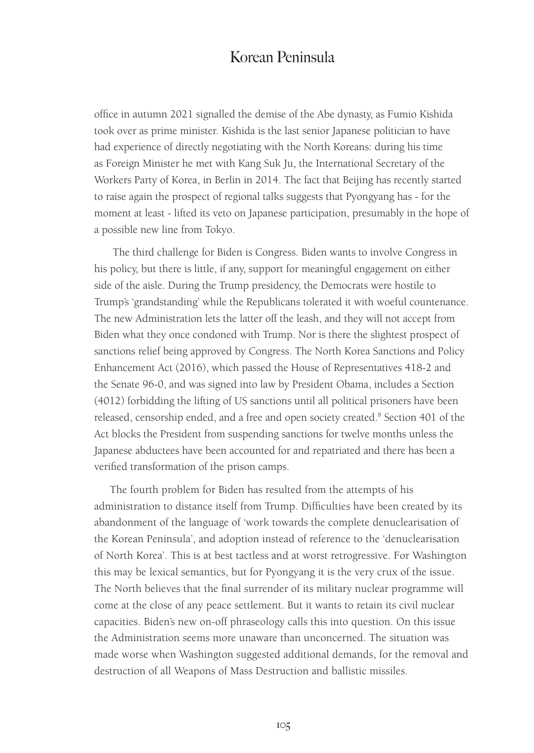office in autumn 2021 signalled the demise of the Abe dynasty, as Fumio Kishida took over as prime minister. Kishida is the last senior Japanese politician to have had experience of directly negotiating with the North Koreans: during his time as Foreign Minister he met with Kang Suk Ju, the International Secretary of the Workers Party of Korea, in Berlin in 2014. The fact that Beijing has recently started to raise again the prospect of regional talks suggests that Pyongyang has - for the moment at least - lifted its veto on Japanese participation, presumably in the hope of a possible new line from Tokyo.

The third challenge for Biden is Congress. Biden wants to involve Congress in his policy, but there is little, if any, support for meaningful engagement on either side of the aisle. During the Trump presidency, the Democrats were hostile to Trump's 'grandstanding' while the Republicans tolerated it with woeful countenance. The new Administration lets the latter off the leash, and they will not accept from Biden what they once condoned with Trump. Nor is there the slightest prospect of sanctions relief being approved by Congress. The North Korea Sanctions and Policy Enhancement Act (2016), which passed the House of Representatives 418-2 and the Senate 96-0, and was signed into law by President Obama, includes a Section (4012) forbidding the lifting of US sanctions until all political prisoners have been released, censorship ended, and a free and open society created.[8] Section 401 of the Act blocks the President from suspending sanctions for twelve months unless the Japanese abductees have been accounted for and repatriated and there has been a verified transformation of the prison camps.

The fourth problem for Biden has resulted from the attempts of his administration to distance itself from Trump. Difficulties have been created by its abandonment of the language of 'work towards the complete denuclearisation of the Korean Peninsula', and adoption instead of reference to the 'denuclearisation of North Korea'. This is at best tactless and at worst retrogressive. For Washington this may be lexical semantics, but for Pyongyang it is the very crux of the issue. The North believes that the final surrender of its military nuclear programme will come at the close of any peace settlement. But it wants to retain its civil nuclear capacities. Biden's new on-off phraseology calls this into question. On this issue the Administration seems more unaware than unconcerned. The situation was made worse when Washington suggested additional demands, for the removal and destruction of all Weapons of Mass Destruction and ballistic missiles.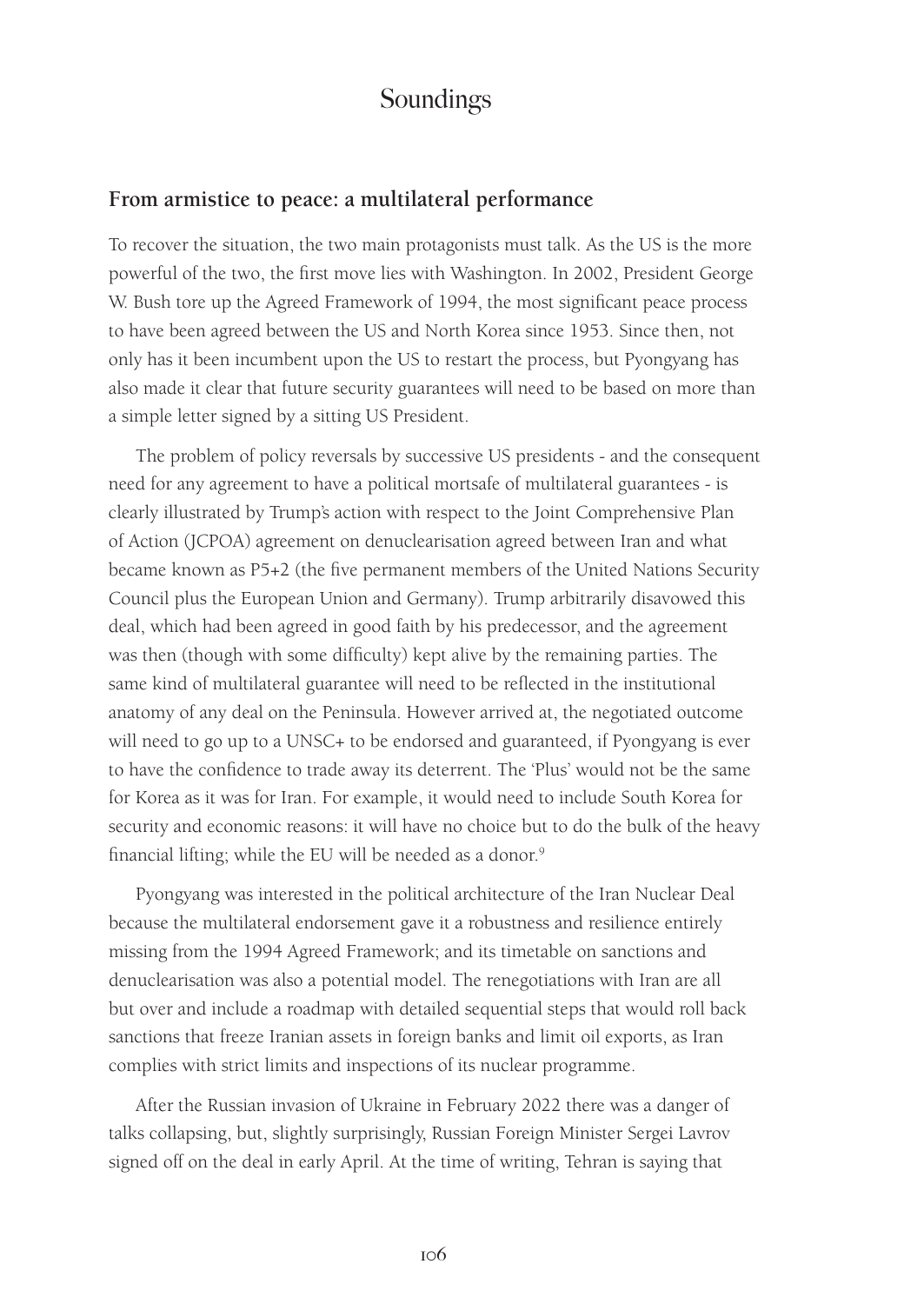## From armistice to peace: a multilateral performance

To recover the situation, the two main protagonists must talk. As the US is the more powerful of the two, the first move lies with Washington. In 2002, President George W. Bush tore up the Agreed Framework of 1994, the most significant peace process to have been agreed between the US and North Korea since 1953. Since then, not only has it been incumbent upon the US to restart the process, but Pyongyang has also made it clear that future security guarantees will need to be based on more than a simple letter signed by a sitting US President.

The problem of policy reversals by successive US presidents - and the consequent need for any agreement to have a political mortsafe of multilateral guarantees - is clearly illustrated by Trump's action with respect to the Joint Comprehensive Plan of Action (JCPOA) agreement on denuclearisation agreed between Iran and what became known as P5+2 (the five permanent members of the United Nations Security Council plus the European Union and Germany). Trump arbitrarily disavowed this deal, which had been agreed in good faith by his predecessor, and the agreement was then (though with some difficulty) kept alive by the remaining parties. The same kind of multilateral guarantee will need to be reflected in the institutional anatomy of any deal on the Peninsula. However arrived at, the negotiated outcome will need to go up to a UNSC+ to be endorsed and guaranteed, if Pyongyang is ever to have the confidence to trade away its deterrent. The 'Plus' would not be the same for Korea as it was for Iran. For example, it would need to include South Korea for security and economic reasons: it will have no choice but to do the bulk of the heavy financial lifting; while the EU will be needed as a donor.[9]

Pyongyang was interested in the political architecture of the Iran Nuclear Deal because the multilateral endorsement gave it a robustness and resilience entirely missing from the 1994 Agreed Framework; and its timetable on sanctions and denuclearisation was also a potential model. The renegotiations with Iran are all but over and include a roadmap with detailed sequential steps that would roll back sanctions that freeze Iranian assets in foreign banks and limit oil exports, as Iran complies with strict limits and inspections of its nuclear programme.

After the Russian invasion of Ukraine in February 2022 there was a danger of talks collapsing, but, slightly surprisingly, Russian Foreign Minister Sergei Lavrov signed off on the deal in early April. At the time of writing, Tehran is saying that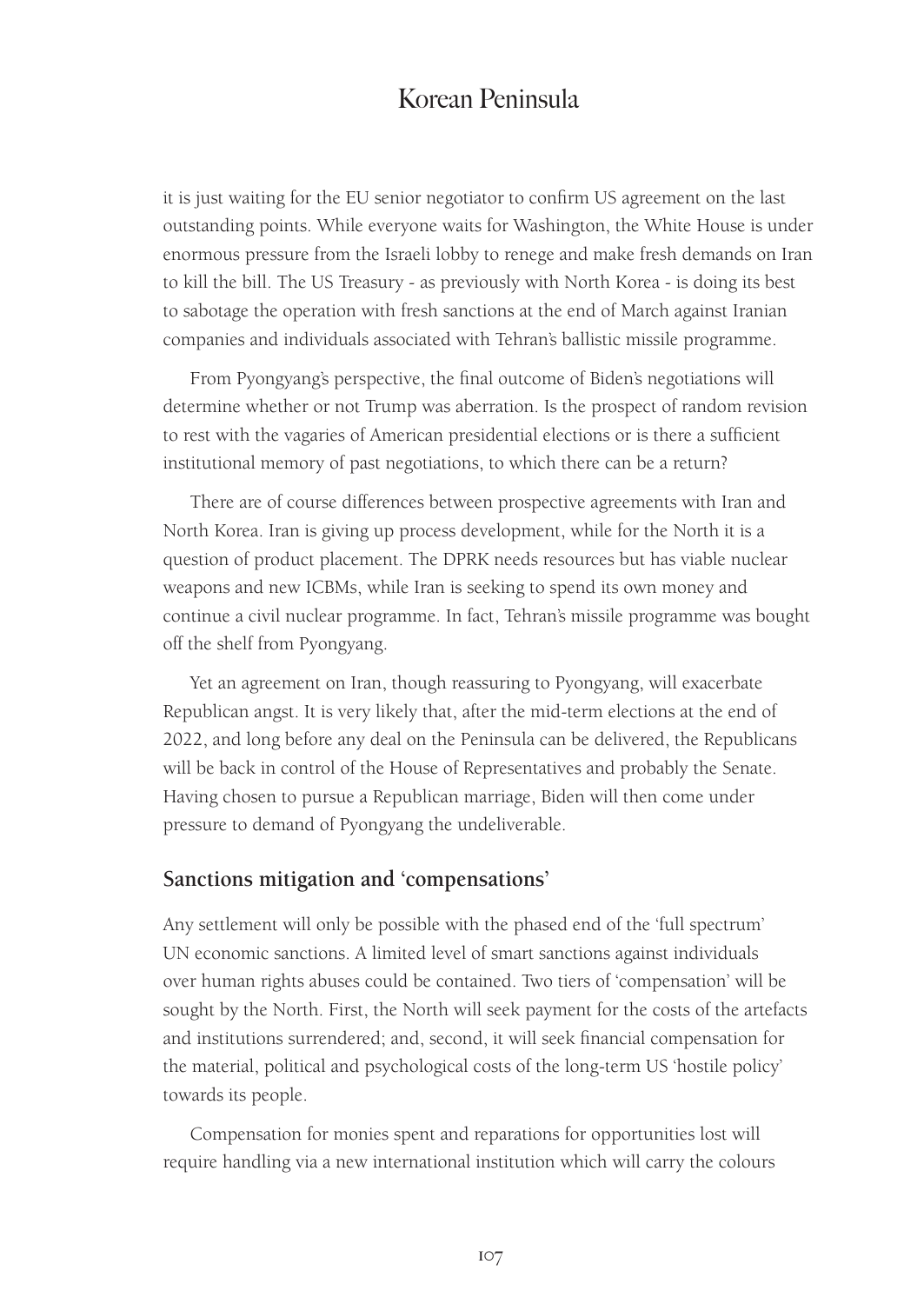it is just waiting for the EU senior negotiator to confirm US agreement on the last outstanding points. While everyone waits for Washington, the White House is under enormous pressure from the Israeli lobby to renege and make fresh demands on Iran to kill the bill. The US Treasury - as previously with North Korea - is doing its best to sabotage the operation with fresh sanctions at the end of March against Iranian companies and individuals associated with Tehran's ballistic missile programme.

From Pyongyang's perspective, the final outcome of Biden's negotiations will determine whether or not Trump was aberration. Is the prospect of random revision to rest with the vagaries of American presidential elections or is there a sufficient institutional memory of past negotiations, to which there can be a return?

There are of course differences between prospective agreements with Iran and North Korea. Iran is giving up process development, while for the North it is a question of product placement. The DPRK needs resources but has viable nuclear weapons and new ICBMs, while Iran is seeking to spend its own money and continue a civil nuclear programme. In fact, Tehran's missile programme was bought off the shelf from Pyongyang.

Yet an agreement on Iran, though reassuring to Pyongyang, will exacerbate Republican angst. It is very likely that, after the mid-term elections at the end of 2022, and long before any deal on the Peninsula can be delivered, the Republicans will be back in control of the House of Representatives and probably the Senate. Having chosen to pursue a Republican marriage, Biden will then come under pressure to demand of Pyongyang the undeliverable.

## Sanctions mitigation and 'compensations'

Any settlement will only be possible with the phased end of the 'full spectrum' UN economic sanctions. A limited level of smart sanctions against individuals over human rights abuses could be contained. Two tiers of 'compensation' will be sought by the North. First, the North will seek payment for the costs of the artefacts and institutions surrendered; and, second, it will seek financial compensation for the material, political and psychological costs of the long-term US 'hostile policy' towards its people.

Compensation for monies spent and reparations for opportunities lost will require handling via a new international institution which will carry the colours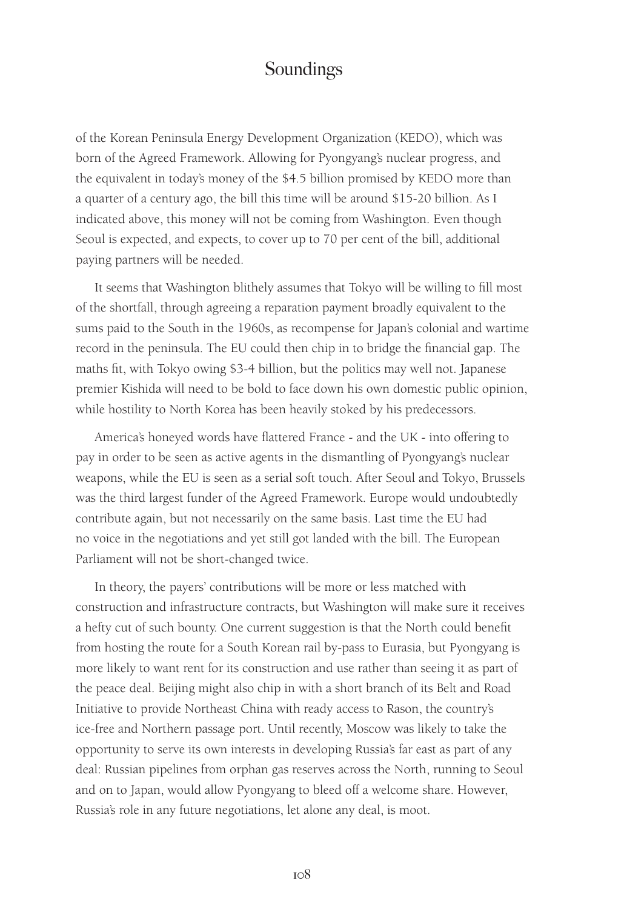of the Korean Peninsula Energy Development Organization (KEDO), which was born of the Agreed Framework. Allowing for Pyongyang's nuclear progress, and the equivalent in today's money of the $4.5 billion promised by KEDO more than a quarter of a century ago, the bill this time will be around $15-20 billion. As I indicated above, this money will not be coming from Washington. Even though Seoul is expected, and expects, to cover up to 70 per cent of the bill, additional paying partners will be needed.

It seems that Washington blithely assumes that Tokyo will be willing to fill most of the shortfall, through agreeing a reparation payment broadly equivalent to the sums paid to the South in the 1960s, as recompense for Japan's colonial and wartime record in the peninsula. The EU could then chip in to bridge the financial gap. The maths fit, with Tokyo owing $3-4 billion, but the politics may well not. Japanese premier Kishida will need to be bold to face down his own domestic public opinion, while hostility to North Korea has been heavily stoked by his predecessors.

America's honeyed words have flattered France - and the UK - into offering to pay in order to be seen as active agents in the dismantling of Pyongyang's nuclear weapons, while the EU is seen as a serial soft touch. After Seoul and Tokyo, Brussels was the third largest funder of the Agreed Framework. Europe would undoubtedly contribute again, but not necessarily on the same basis. Last time the EU had no voice in the negotiations and yet still got landed with the bill. The European Parliament will not be short-changed twice.

In theory, the payers' contributions will be more or less matched with construction and infrastructure contracts, but Washington will make sure it receives a hefty cut of such bounty. One current suggestion is that the North could benefit from hosting the route for a South Korean rail by-pass to Eurasia, but Pyongyang is more likely to want rent for its construction and use rather than seeing it as part of the peace deal. Beijing might also chip in with a short branch of its Belt and Road Initiative to provide Northeast China with ready access to Rason, the country's ice-free and Northern passage port. Until recently, Moscow was likely to take the opportunity to serve its own interests in developing Russia's far east as part of any deal: Russian pipelines from orphan gas reserves across the North, running to Seoul and on to Japan, would allow Pyongyang to bleed off a welcome share. However, Russia's role in any future negotiations, let alone any deal, is moot.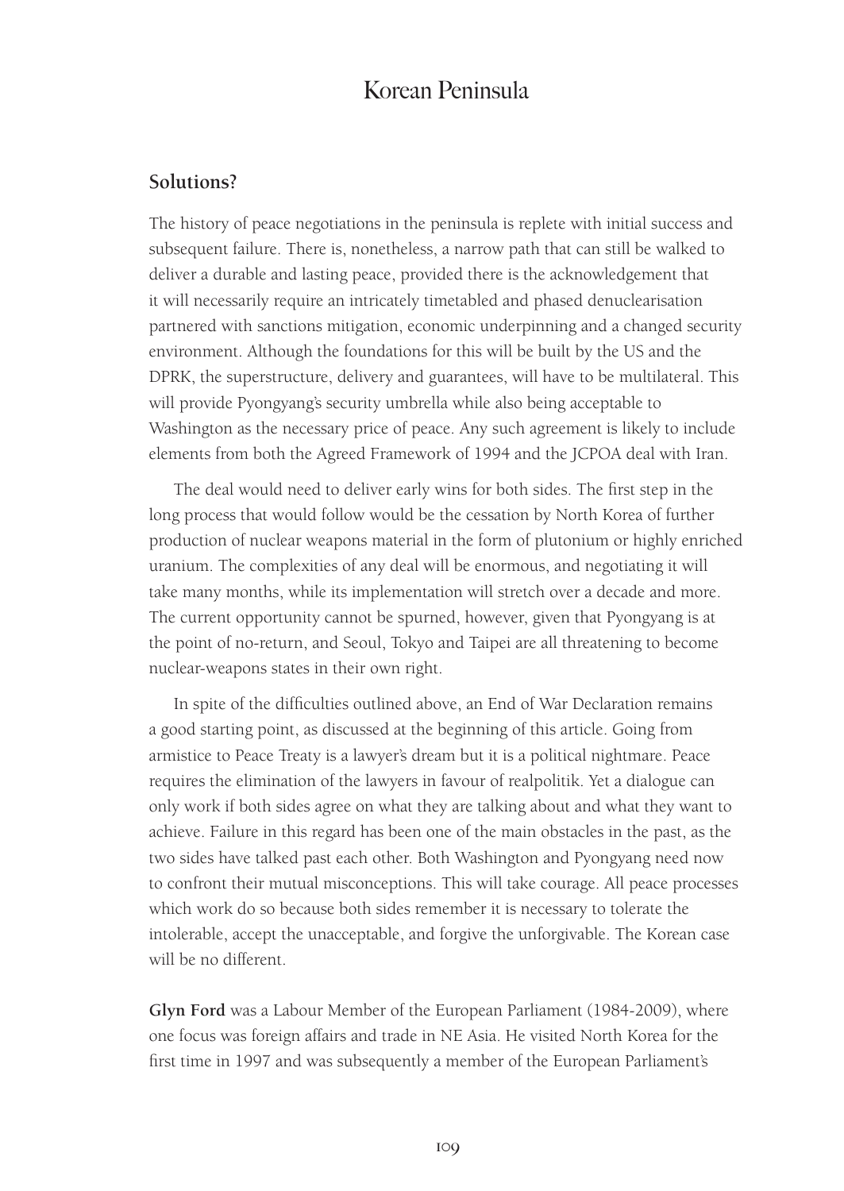## Solutions?

The history of peace negotiations in the peninsula is replete with initial success and subsequent failure. There is, nonetheless, a narrow path that can still be walked to deliver a durable and lasting peace, provided there is the acknowledgement that it will necessarily require an intricately timetabled and phased denuclearisation partnered with sanctions mitigation, economic underpinning and a changed security environment. Although the foundations for this will be built by the US and the DPRK, the superstructure, delivery and guarantees, will have to be multilateral. This will provide Pyongyang's security umbrella while also being acceptable to Washington as the necessary price of peace. Any such agreement is likely to include elements from both the Agreed Framework of 1994 and the JCPOA deal with Iran.

The deal would need to deliver early wins for both sides. The first step in the long process that would follow would be the cessation by North Korea of further production of nuclear weapons material in the form of plutonium or highly enriched uranium. The complexities of any deal will be enormous, and negotiating it will take many months, while its implementation will stretch over a decade and more. The current opportunity cannot be spurned, however, given that Pyongyang is at the point of no-return, and Seoul, Tokyo and Taipei are all threatening to become nuclear-weapons states in their own right.

In spite of the difficulties outlined above, an End of War Declaration remains a good starting point, as discussed at the beginning of this article. Going from armistice to Peace Treaty is a lawyer's dream but it is a political nightmare. Peace requires the elimination of the lawyers in favour of realpolitik. Yet a dialogue can only work if both sides agree on what they are talking about and what they want to achieve. Failure in this regard has been one of the main obstacles in the past, as the two sides have talked past each other. Both Washington and Pyongyang need now to confront their mutual misconceptions. This will take courage. All peace processes which work do so because both sides remember it is necessary to tolerate the intolerable, accept the unacceptable, and forgive the unforgivable. The Korean case will be no different.

**Glyn Ford** was a Labour Member of the European Parliament (1984-2009), where one focus was foreign affairs and trade in NE Asia. He visited North Korea for the first time in 1997 and was subsequently a member of the European Parliament's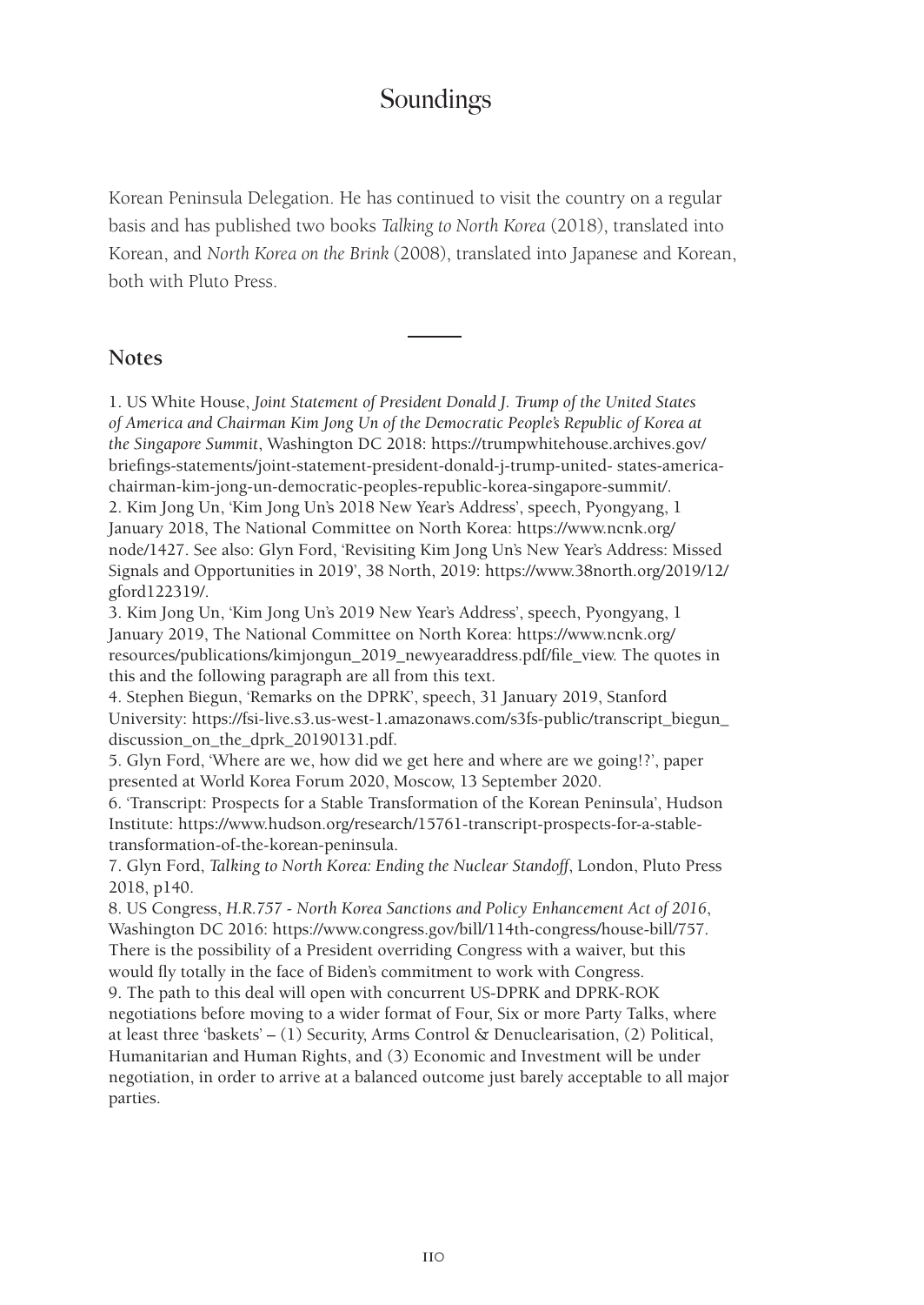Korean Peninsula Delegation. He has continued to visit the country on a regular basis and has published two books *Talking to North Korea* (2018), translated into Korean, and *North Korea on the Brink* (2008), translated into Japanese and Korean, both with Pluto Press.

---

## Notes

1. US White House, *Joint Statement of President Donald J. Trump of the United States of America and Chairman Kim Jong Un of the Democratic People's Republic of Korea at the Singapore Summit*, Washington DC 2018: https://trumpwhitehouse.archives.gov/briefings-statements/joint-statement-president-donald-j-trump-united- states-america-chairman-kim-jong-un-democratic-peoples-republic-korea-singapore-summit/.
2. Kim Jong Un, 'Kim Jong Un's 2018 New Year's Address', speech, Pyongyang, 1 January 2018, The National Committee on North Korea: https://www.ncnk.org/node/1427. See also: Glyn Ford, 'Revisiting Kim Jong Un's New Year's Address: Missed Signals and Opportunities in 2019', 38 North, 2019: https://www.38north.org/2019/12/gford122319/.
3. Kim Jong Un, 'Kim Jong Un's 2019 New Year's Address', speech, Pyongyang, 1 January 2019, The National Committee on North Korea: https://www.ncnk.org/resources/publications/kimjongun_2019_newyearaddress.pdf/file_view. The quotes in this and the following paragraph are all from this text.
4. Stephen Biegun, 'Remarks on the DPRK', speech, 31 January 2019, Stanford University: https://fsi-live.s3.us-west-1.amazonaws.com/s3fs-public/transcript_biegun_discussion_on_the_dprk_20190131.pdf.
5. Glyn Ford, 'Where are we, how did we get here and where are we going!?', paper presented at World Korea Forum 2020, Moscow, 13 September 2020.
6. 'Transcript: Prospects for a Stable Transformation of the Korean Peninsula', Hudson Institute: https://www.hudson.org/research/15761-transcript-prospects-for-a-stable-transformation-of-the-korean-peninsula.
7. Glyn Ford, *Talking to North Korea: Ending the Nuclear Standoff*, London, Pluto Press 2018, p140.
8. US Congress, *H.R.757 - North Korea Sanctions and Policy Enhancement Act of 2016*, Washington DC 2016: https://www.congress.gov/bill/114th-congress/house-bill/757. There is the possibility of a President overriding Congress with a waiver, but this would fly totally in the face of Biden's commitment to work with Congress.
9. The path to this deal will open with concurrent US-DPRK and DPRK-ROK negotiations before moving to a wider format of Four, Six or more Party Talks, where at least three 'baskets' – (1) Security, Arms Control & Denuclearisation, (2) Political, Humanitarian and Human Rights, and (3) Economic and Investment will be under negotiation, in order to arrive at a balanced outcome just barely acceptable to all major parties.